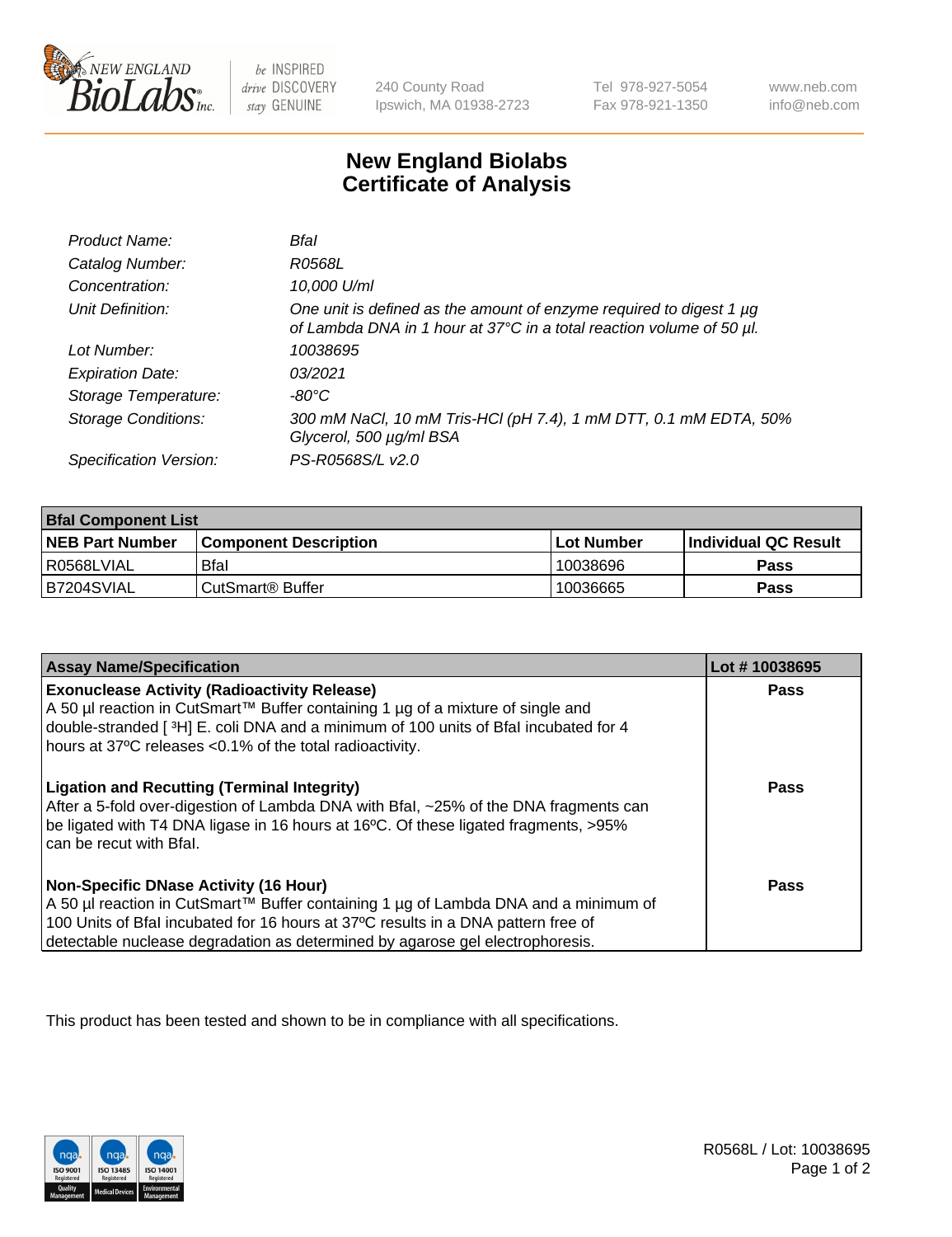# New England Biolabs Certificate of Analysis

| | |
|---|---|
| *Product Name:* | *BfaI* |
| *Catalog Number:* | *R0568L* |
| *Concentration:* | *10,000 U/ml* |
| *Unit Definition:* | *One unit is defined as the amount of enzyme required to digest 1 µg of Lambda DNA in 1 hour at 37°C in a total reaction volume of 50 µl.* |
| *Lot Number:* | *10038695* |
| *Expiration Date:* | *03/2021* |
| *Storage Temperature:* | *-80°C* |
| *Storage Conditions:* | *300 mM NaCl, 10 mM Tris-HCl (pH 7.4), 1 mM DTT, 0.1 mM EDTA, 50% Glycerol, 500 µg/ml BSA* |
| *Specification Version:* | *PS-R0568S/L v2.0* |

| **BfaI Component List** | | | |
|---|---|---|---|
| **NEB Part Number** | **Component Description** | **Lot Number** | **Individual QC Result** |
| R0568LVIAL | BfaI | 10038696 | **Pass** |
| B7204SVIAL | CutSmart® Buffer | 10036665 | **Pass** |

| **Assay Name/Specification** | **Lot # 10038695** |
|---|---|
| **Exonuclease Activity (Radioactivity Release)**<br>A 50 µl reaction in CutSmart™ Buffer containing 1 µg of a mixture of single and double-stranded [ $^3$H] E. coli DNA and a minimum of 100 units of BfaI incubated for 4 hours at 37ºC releases <0.1% of the total radioactivity. | **Pass** |
| **Ligation and Recutting (Terminal Integrity)**<br>After a 5-fold over-digestion of Lambda DNA with BfaI, ~25% of the DNA fragments can be ligated with T4 DNA ligase in 16 hours at 16ºC. Of these ligated fragments, >95% can be recut with BfaI. | **Pass** |
| **Non-Specific DNase Activity (16 Hour)**<br>A 50 µl reaction in CutSmart™ Buffer containing 1 µg of Lambda DNA and a minimum of 100 Units of BfaI incubated for 16 hours at 37ºC results in a DNA pattern free of detectable nuclease degradation as determined by agarose gel electrophoresis. | **Pass** |

This product has been tested and shown to be in compliance with all specifications.

R0568L / Lot: 10038695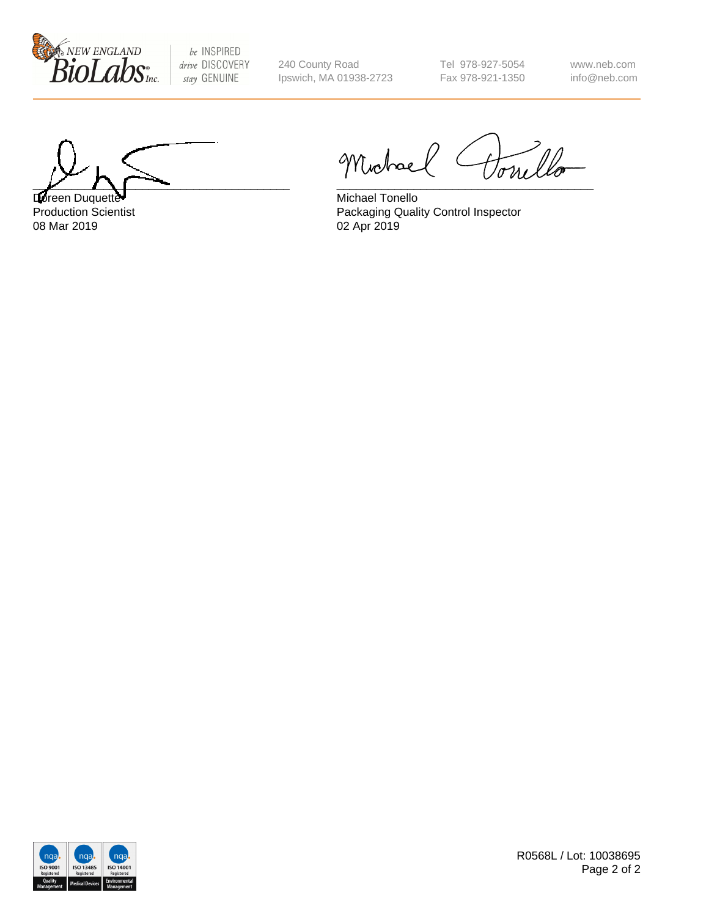Doreen Duquette
Production Scientist
08 Mar 2019

Michael Tonello
Packaging Quality Control Inspector
02 Apr 2019

R0568L / Lot: 10038695